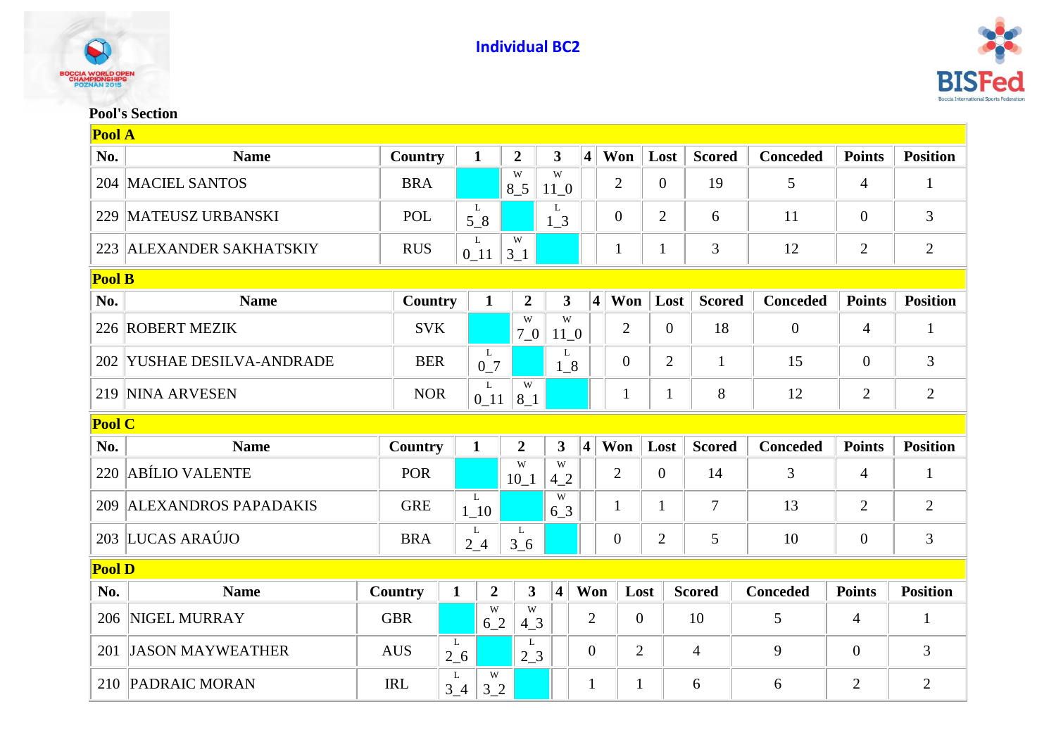# Individual BC2

## Pool's Section

### Pool A

| No. | Name | Country | 1 | 2 | 3 | 4 | Won | Lost | Scored | Conceded | Points | Position |
|---|---|---|---|---|---|---|---|---|---|---|---|---|
| 204 | MACIEL SANTOS | BRA | | W 8_5 | W 11_0 | | 2 | 0 | 19 | 5 | 4 | 1 |
| 229 | MATEUSZ URBANSKI | POL | L 5_8 | | L 1_3 | | 0 | 2 | 6 | 11 | 0 | 3 |
| 223 | ALEXANDER SAKHATSKIY | RUS | L 0_11 | W 3_1 | | | 1 | 1 | 3 | 12 | 2 | 2 |

### Pool B

| No. | Name | Country | 1 | 2 | 3 | 4 | Won | Lost | Scored | Conceded | Points | Position |
|---|---|---|---|---|---|---|---|---|---|---|---|---|
| 226 | ROBERT MEZIK | SVK | | W 7_0 | W 11_0 | | 2 | 0 | 18 | 0 | 4 | 1 |
| 202 | YUSHAE DESILVA-ANDRADE | BER | L 0_7 | | L 1_8 | | 0 | 2 | 1 | 15 | 0 | 3 |
| 219 | NINA ARVESEN | NOR | L 0_11 | W 8_1 | | | 1 | 1 | 8 | 12 | 2 | 2 |

### Pool C

| No. | Name | Country | 1 | 2 | 3 | 4 | Won | Lost | Scored | Conceded | Points | Position |
|---|---|---|---|---|---|---|---|---|---|---|---|---|
| 220 | ABÍLIO VALENTE | POR | | W 10_1 | W 4_2 | | 2 | 0 | 14 | 3 | 4 | 1 |
| 209 | ALEXANDROS PAPADAKIS | GRE | L 1_10 | | W 6_3 | | 1 | 1 | 7 | 13 | 2 | 2 |
| 203 | LUCAS ARAÚJO | BRA | L 2_4 | L 3_6 | | | 0 | 2 | 5 | 10 | 0 | 3 |

### Pool D

| No. | Name | Country | 1 | 2 | 3 | 4 | Won | Lost | Scored | Conceded | Points | Position |
|---|---|---|---|---|---|---|---|---|---|---|---|---|
| 206 | NIGEL MURRAY | GBR | | W 6_2 | W 4_3 | | 2 | 0 | 10 | 5 | 4 | 1 |
| 201 | JASON MAYWEATHER | AUS | L 2_6 | | L 2_3 | | 0 | 2 | 4 | 9 | 0 | 3 |
| 210 | PADRAIC MORAN | IRL | L 3_4 | W 3_2 | | | 1 | 1 | 6 | 6 | 2 | 2 |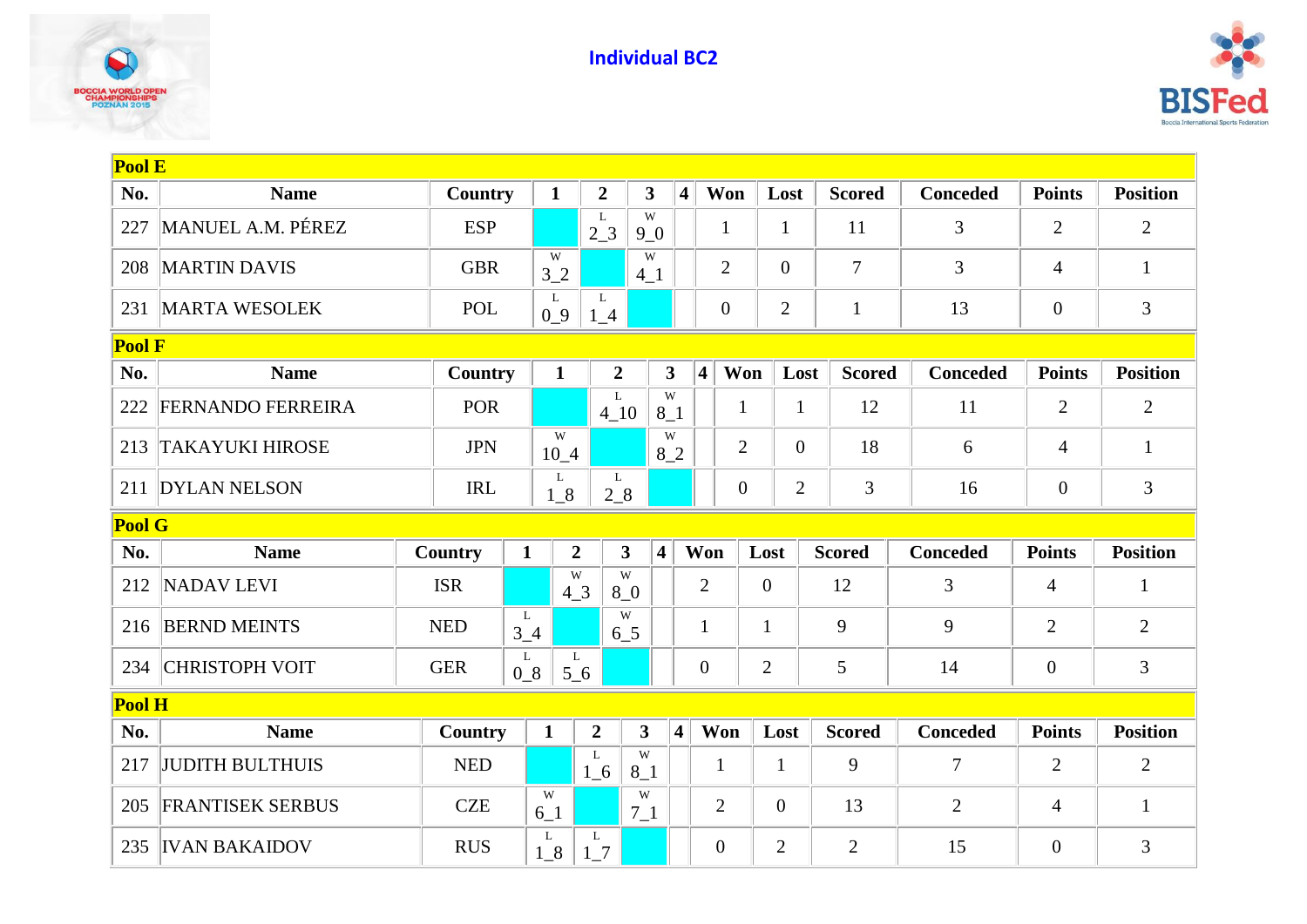## Individual BC2

### Pool E

| No. | Name | Country | 1 | 2 | 3 | 4 | Won | Lost | Scored | Conceded | Points | Position |
|---|---|---|---|---|---|---|---|---|---|---|---|---|
| 227 | MANUEL A.M. PÉREZ | ESP | | L 2_3 | W 9_0 | | 1 | 1 | 11 | 3 | 2 | 2 |
| 208 | MARTIN DAVIS | GBR | W 3_2 | | W 4_1 | | 2 | 0 | 7 | 3 | 4 | 1 |
| 231 | MARTA WESOLEK | POL | L 0_9 | L 1_4 | | | 0 | 2 | 1 | 13 | 0 | 3 |

### Pool F

| No. | Name | Country | 1 | 2 | 3 | 4 | Won | Lost | Scored | Conceded | Points | Position |
|---|---|---|---|---|---|---|---|---|---|---|---|---|
| 222 | FERNANDO FERREIRA | POR | | L 4_10 | W 8_1 | | 1 | 1 | 12 | 11 | 2 | 2 |
| 213 | TAKAYUKI HIROSE | JPN | W 10_4 | | W 8_2 | | 2 | 0 | 18 | 6 | 4 | 1 |
| 211 | DYLAN NELSON | IRL | L 1_8 | L 2_8 | | | 0 | 2 | 3 | 16 | 0 | 3 |

### Pool G

| No. | Name | Country | 1 | 2 | 3 | 4 | Won | Lost | Scored | Conceded | Points | Position |
|---|---|---|---|---|---|---|---|---|---|---|---|---|
| 212 | NADAV LEVI | ISR | | W 4_3 | W 8_0 | | 2 | 0 | 12 | 3 | 4 | 1 |
| 216 | BERND MEINTS | NED | L 3_4 | | W 6_5 | | 1 | 1 | 9 | 9 | 2 | 2 |
| 234 | CHRISTOPH VOIT | GER | L 0_8 | L 5_6 | | | 0 | 2 | 5 | 14 | 0 | 3 |

### Pool H

| No. | Name | Country | 1 | 2 | 3 | 4 | Won | Lost | Scored | Conceded | Points | Position |
|---|---|---|---|---|---|---|---|---|---|---|---|---|
| 217 | JUDITH BULTHUIS | NED | | L 1_6 | W 8_1 | | 1 | 1 | 9 | 7 | 2 | 2 |
| 205 | FRANTISEK SERBUS | CZE | W 6_1 | | W 7_1 | | 2 | 0 | 13 | 2 | 4 | 1 |
| 235 | IVAN BAKAIDOV | RUS | L 1_8 | L 1_7 | | | 0 | 2 | 2 | 15 | 0 | 3 |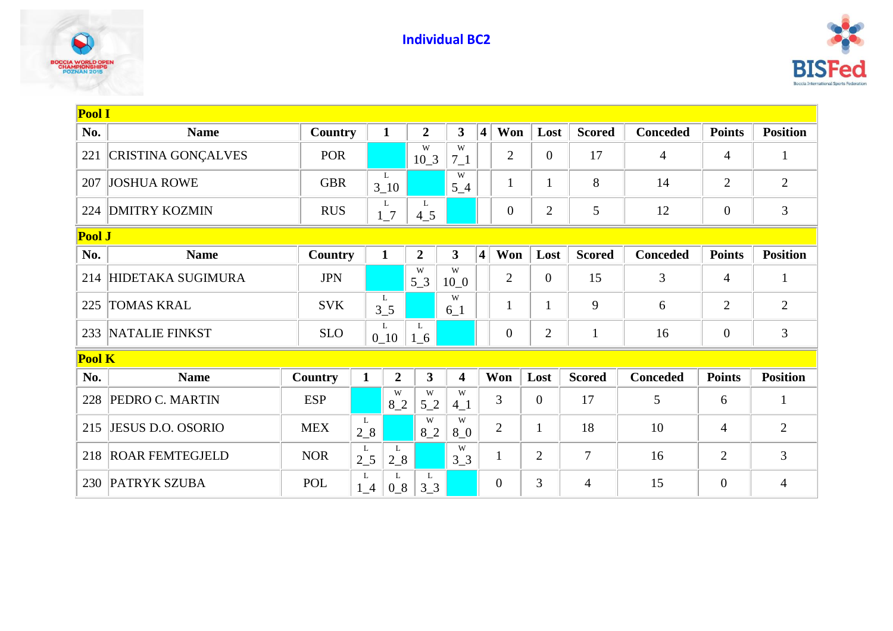## Individual BC2

| Pool I | | | | | | | | | | | | |
|---|---|---|---|---|---|---|---|---|---|---|---|---|
| **No.** | **Name** | **Country** | **1** | **2** | **3** | **4** | **Won** | **Lost** | **Scored** | **Conceded** | **Points** | **Position** |
| 221 | CRISTINA GONÇALVES | POR | | W 10_3 | W 7_1 | | 2 | 0 | 17 | 4 | 4 | 1 |
| 207 | JOSHUA ROWE | GBR | L 3_10 | | W 5_4 | | 1 | 1 | 8 | 14 | 2 | 2 |
| 224 | DMITRY KOZMIN | RUS | L 1_7 | L 4_5 | | | 0 | 2 | 5 | 12 | 0 | 3 |

| Pool J | | | | | | | | | | | | |
|---|---|---|---|---|---|---|---|---|---|---|---|---|
| **No.** | **Name** | **Country** | **1** | **2** | **3** | **4** | **Won** | **Lost** | **Scored** | **Conceded** | **Points** | **Position** |
| 214 | HIDETAKA SUGIMURA | JPN | | W 5_3 | W 10_0 | | 2 | 0 | 15 | 3 | 4 | 1 |
| 225 | TOMAS KRAL | SVK | L 3_5 | | W 6_1 | | 1 | 1 | 9 | 6 | 2 | 2 |
| 233 | NATALIE FINKST | SLO | L 0_10 | L 1_6 | | | 0 | 2 | 1 | 16 | 0 | 3 |

| Pool K | | | | | | | | | | | | |
|---|---|---|---|---|---|---|---|---|---|---|---|---|
| **No.** | **Name** | **Country** | **1** | **2** | **3** | **4** | **Won** | **Lost** | **Scored** | **Conceded** | **Points** | **Position** |
| 228 | PEDRO C. MARTIN | ESP | | W 8_2 | W 5_2 | W 4_1 | 3 | 0 | 17 | 5 | 6 | 1 |
| 215 | JESUS D.O. OSORIO | MEX | L 2_8 | | W 8_2 | W 8_0 | 2 | 1 | 18 | 10 | 4 | 2 |
| 218 | ROAR FEMTEGJELD | NOR | L 2_5 | L 2_8 | | W 3_3 | 1 | 2 | 7 | 16 | 2 | 3 |
| 230 | PATRYK SZUBA | POL | L 1_4 | L 0_8 | L 3_3 | | 0 | 3 | 4 | 15 | 0 | 4 |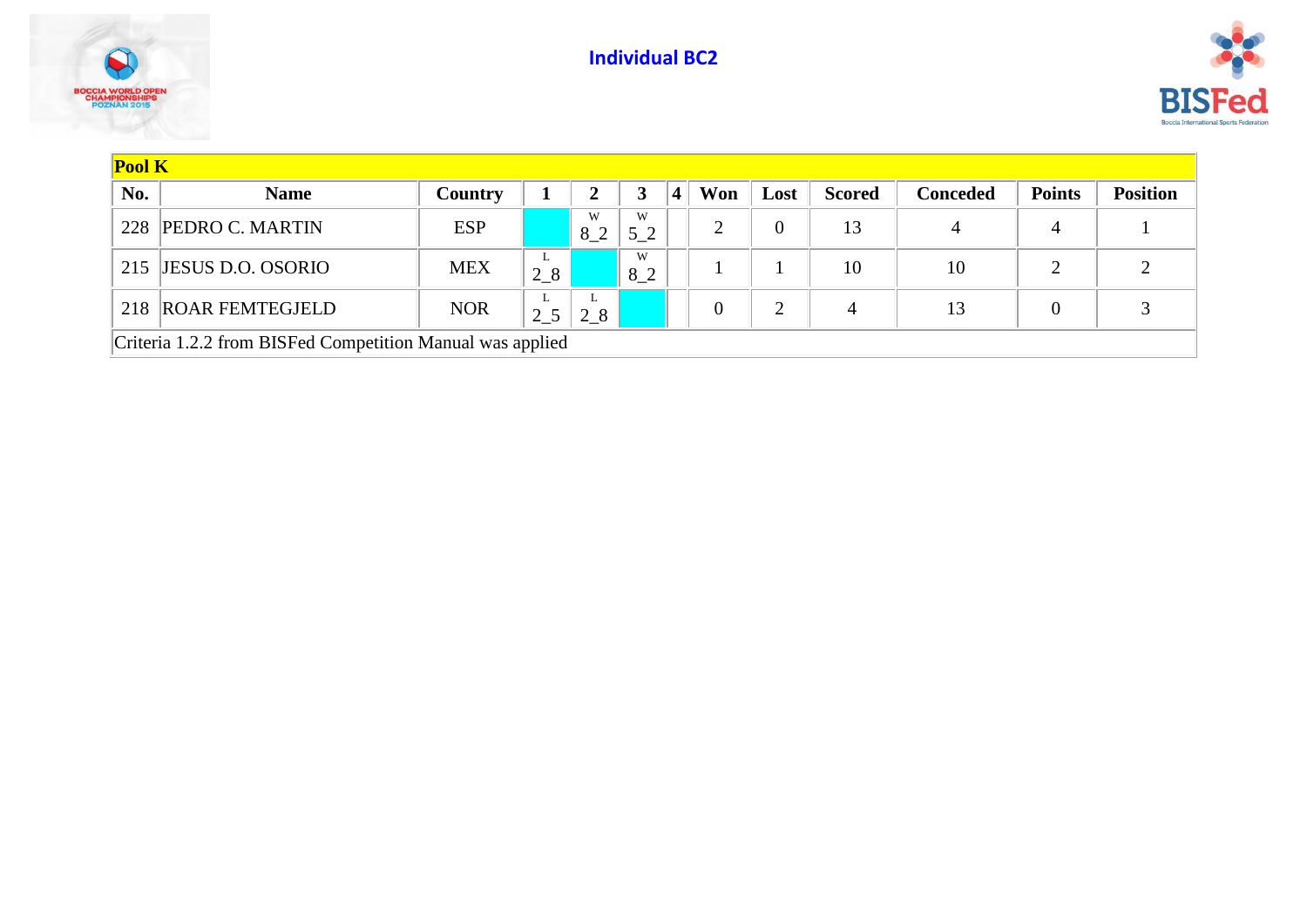## Individual BC2

| Pool K | | | | | | | | | | | | |
|---|---|---|---|---|---|---|---|---|---|---|---|---|
| **No.** | **Name** | **Country** | **1** | **2** | **3** | **4** | **Won** | **Lost** | **Scored** | **Conceded** | **Points** | **Position** |
| 228 | PEDRO C. MARTIN | ESP | | W 8_2 | W 5_2 | | 2 | 0 | 13 | 4 | 4 | 1 |
| 215 | JESUS D.O. OSORIO | MEX | L 2_8 | | W 8_2 | | 1 | 1 | 10 | 10 | 2 | 2 |
| 218 | ROAR FEMTEGJELD | NOR | L 2_5 | L 2_8 | | | 0 | 2 | 4 | 13 | 0 | 3 |

Criteria 1.2.2 from BISFed Competition Manual was applied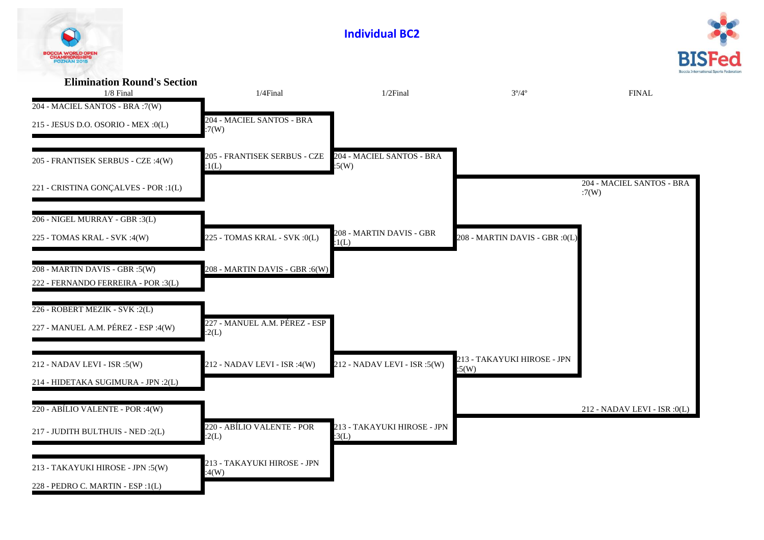# Individual BC2

## Elimination Round's Section

| 1/8 Final | 1/4Final | 1/2Final | 3º/4º | FINAL |
|---|---|---|---|---|
| 204 - MACIEL SANTOS - BRA :7(W) | | | | |
| 215 - JESUS D.O. OSORIO - MEX :0(L) | 204 - MACIEL SANTOS - BRA :7(W) | | | |
| 205 - FRANTISEK SERBUS - CZE :4(W) | 205 - FRANTISEK SERBUS - CZE :1(L) | 204 - MACIEL SANTOS - BRA :5(W) | | |
| 221 - CRISTINA GONÇALVES - POR :1(L) | | | | 204 - MACIEL SANTOS - BRA :7(W) |
| 206 - NIGEL MURRAY - GBR :3(L) | | | | |
| 225 - TOMAS KRAL - SVK :4(W) | 225 - TOMAS KRAL - SVK :0(L) | 208 - MARTIN DAVIS - GBR :1(L) | 208 - MARTIN DAVIS - GBR :0(L) | |
| 208 - MARTIN DAVIS - GBR :5(W) | 208 - MARTIN DAVIS - GBR :6(W) | | | |
| 222 - FERNANDO FERREIRA - POR :3(L) | | | | |
| 226 - ROBERT MEZIK - SVK :2(L) | | | | |
| 227 - MANUEL A.M. PÉREZ - ESP :4(W) | 227 - MANUEL A.M. PÉREZ - ESP :2(L) | | | |
| 212 - NADAV LEVI - ISR :5(W) | 212 - NADAV LEVI - ISR :4(W) | 212 - NADAV LEVI - ISR :5(W) | 213 - TAKAYUKI HIROSE - JPN :5(W) | |
| 214 - HIDETAKA SUGIMURA - JPN :2(L) | | | | |
| 220 - ABÍLIO VALENTE - POR :4(W) | | | | 212 - NADAV LEVI - ISR :0(L) |
| 217 - JUDITH BULTHUIS - NED :2(L) | 220 - ABÍLIO VALENTE - POR :2(L) | 213 - TAKAYUKI HIROSE - JPN :3(L) | | |
| 213 - TAKAYUKI HIROSE - JPN :5(W) | 213 - TAKAYUKI HIROSE - JPN :4(W) | | | |
| 228 - PEDRO C. MARTIN - ESP :1(L) | | | | |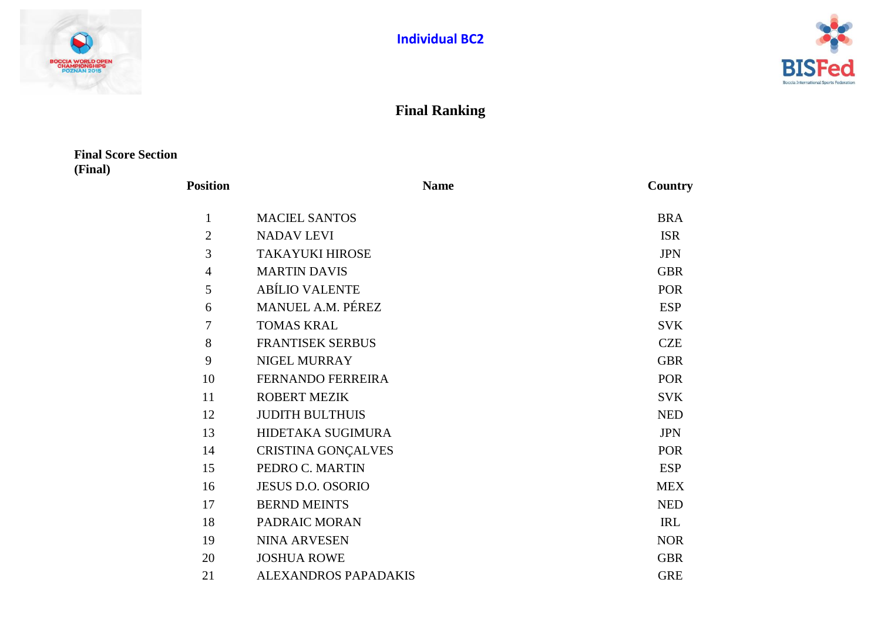**Individual BC2**

## Final Ranking

**Final Score Section (Final)**

| Position | Name | Country |
|---|---|---|
| 1 | MACIEL SANTOS | BRA |
| 2 | NADAV LEVI | ISR |
| 3 | TAKAYUKI HIROSE | JPN |
| 4 | MARTIN DAVIS | GBR |
| 5 | ABÍLIO VALENTE | POR |
| 6 | MANUEL A.M. PÉREZ | ESP |
| 7 | TOMAS KRAL | SVK |
| 8 | FRANTISEK SERBUS | CZE |
| 9 | NIGEL MURRAY | GBR |
| 10 | FERNANDO FERREIRA | POR |
| 11 | ROBERT MEZIK | SVK |
| 12 | JUDITH BULTHUIS | NED |
| 13 | HIDETAKA SUGIMURA | JPN |
| 14 | CRISTINA GONÇALVES | POR |
| 15 | PEDRO C. MARTIN | ESP |
| 16 | JESUS D.O. OSORIO | MEX |
| 17 | BERND MEINTS | NED |
| 18 | PADRAIC MORAN | IRL |
| 19 | NINA ARVESEN | NOR |
| 20 | JOSHUA ROWE | GBR |
| 21 | ALEXANDROS PAPADAKIS | GRE |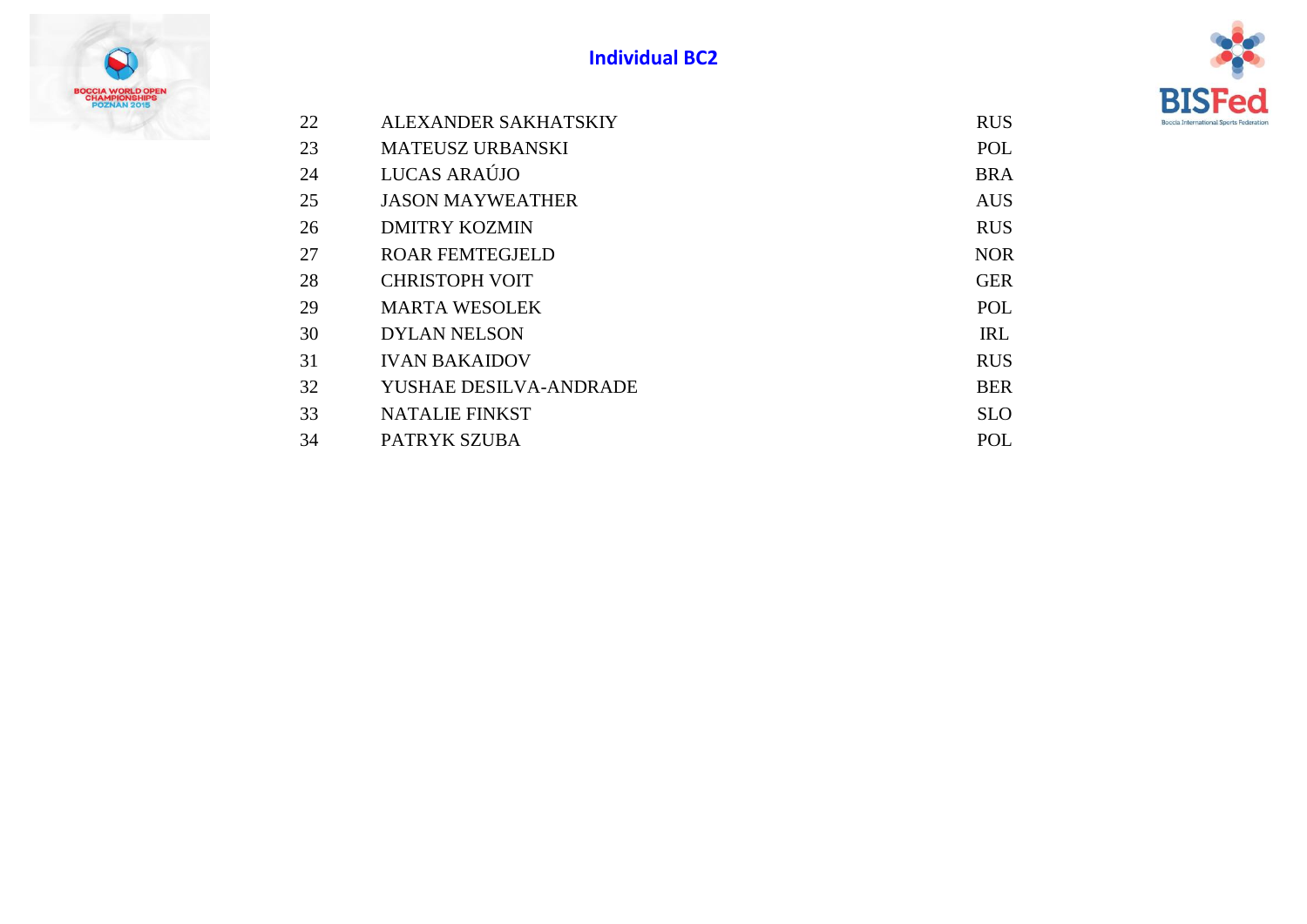## Individual BC2

| | | |
|---|---|---|
| 22 | ALEXANDER SAKHATSKIY | RUS |
| 23 | MATEUSZ URBANSKI | POL |
| 24 | LUCAS ARAÚJO | BRA |
| 25 | JASON MAYWEATHER | AUS |
| 26 | DMITRY KOZMIN | RUS |
| 27 | ROAR FEMTEGJELD | NOR |
| 28 | CHRISTOPH VOIT | GER |
| 29 | MARTA WESOLEK | POL |
| 30 | DYLAN NELSON | IRL |
| 31 | IVAN BAKAIDOV | RUS |
| 32 | YUSHAE DESILVA-ANDRADE | BER |
| 33 | NATALIE FINKST | SLO |
| 34 | PATRYK SZUBA | POL |